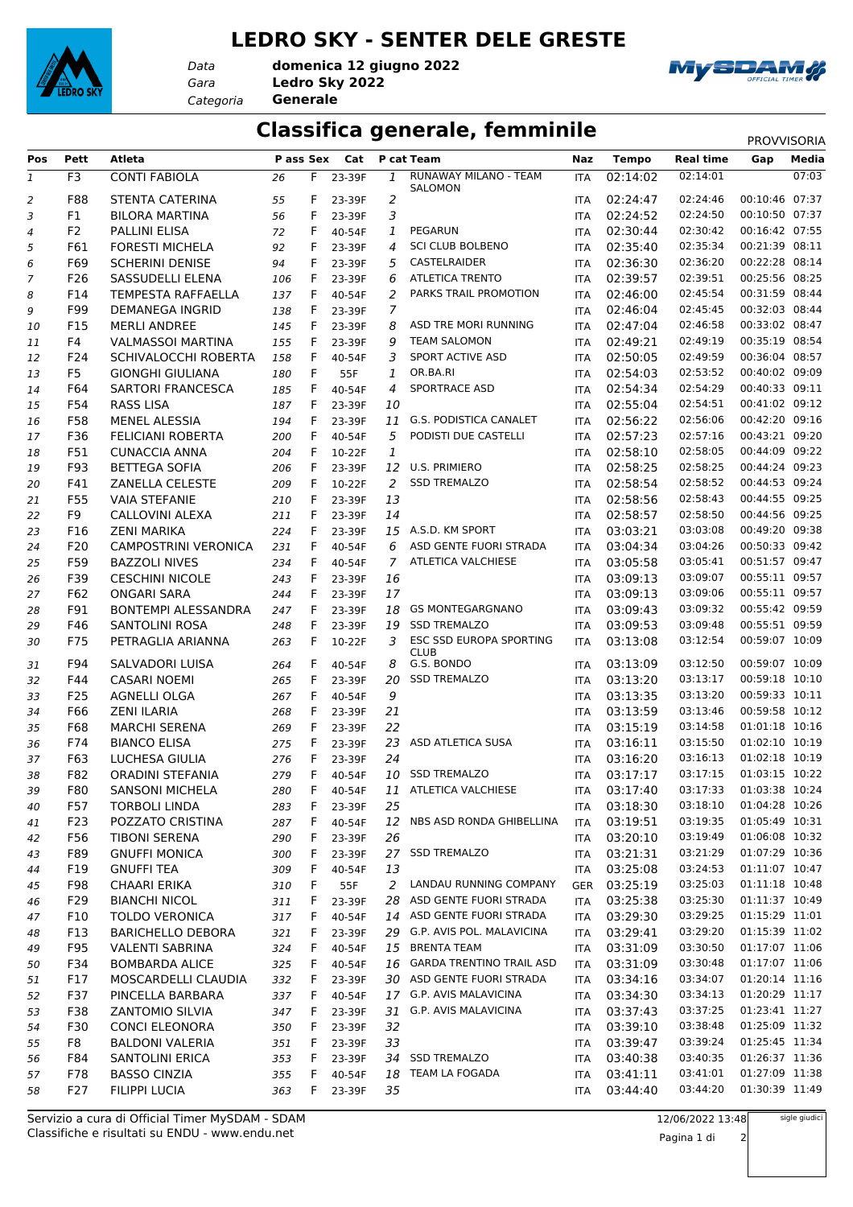# LEDRO SKY - SENTER DELE GRESTE

*Data* **domenica 12 giugno 2022**
*Gara* **Ledro Sky 2022**
*Categoria* **Generale**

## Classifica generale, femminile

PROVVISORIA

| Pos | Pett | Atleta | P ass | Sex | Cat | P cat | Team | Naz | Tempo | Real time | Gap | Media |
|---|---|---|---|---|---|---|---|---|---|---|---|---|
| 1 | F3 | CONTI FABIOLA | 26 | F | 23-39F | 1 | RUNAWAY MILANO - TEAM SALOMON | ITA | 02:14:02 | 02:14:01 | | 07:03 |
| 2 | F88 | STENTA CATERINA | 55 | F | 23-39F | 2 | | ITA | 02:24:47 | 02:24:46 | 00:10:46 | 07:37 |
| 3 | F1 | BILORA MARTINA | 56 | F | 23-39F | 3 | | ITA | 02:24:52 | 02:24:50 | 00:10:50 | 07:37 |
| 4 | F2 | PALLINI ELISA | 72 | F | 40-54F | 1 | PEGARUN | ITA | 02:30:44 | 02:30:42 | 00:16:42 | 07:55 |
| 5 | F61 | FORESTI MICHELA | 92 | F | 23-39F | 4 | SCI CLUB BOLBENO | ITA | 02:35:40 | 02:35:34 | 00:21:39 | 08:11 |
| 6 | F69 | SCHERINI DENISE | 94 | F | 23-39F | 5 | CASTELRAIDER | ITA | 02:36:30 | 02:36:20 | 00:22:28 | 08:14 |
| 7 | F26 | SASSUDELLI ELENA | 106 | F | 23-39F | 6 | ATLETICA TRENTO | ITA | 02:39:57 | 02:39:51 | 00:25:56 | 08:25 |
| 8 | F14 | TEMPESTA RAFFAELLA | 137 | F | 40-54F | 2 | PARKS TRAIL PROMOTION | ITA | 02:46:00 | 02:45:54 | 00:31:59 | 08:44 |
| 9 | F99 | DEMANEGA INGRID | 138 | F | 23-39F | 7 | | ITA | 02:46:04 | 02:45:45 | 00:32:03 | 08:44 |
| 10 | F15 | MERLI ANDREE | 145 | F | 23-39F | 8 | ASD TRE MORI RUNNING | ITA | 02:47:04 | 02:46:58 | 00:33:02 | 08:47 |
| 11 | F4 | VALMASSOI MARTINA | 155 | F | 23-39F | 9 | TEAM SALOMON | ITA | 02:49:21 | 02:49:19 | 00:35:19 | 08:54 |
| 12 | F24 | SCHIVALOCCHI ROBERTA | 158 | F | 40-54F | 3 | SPORT ACTIVE ASD | ITA | 02:50:05 | 02:49:59 | 00:36:04 | 08:57 |
| 13 | F5 | GIONGHI GIULIANA | 180 | F | 55F | 1 | OR.BA.RI | ITA | 02:54:03 | 02:53:52 | 00:40:02 | 09:09 |
| 14 | F64 | SARTORI FRANCESCA | 185 | F | 40-54F | 4 | SPORTRACE ASD | ITA | 02:54:34 | 02:54:29 | 00:40:33 | 09:11 |
| 15 | F54 | RASS LISA | 187 | F | 23-39F | 10 | | ITA | 02:55:04 | 02:54:51 | 00:41:02 | 09:12 |
| 16 | F58 | MENEL ALESSIA | 194 | F | 23-39F | 11 | G.S. PODISTICA CANALET | ITA | 02:56:22 | 02:56:06 | 00:42:20 | 09:16 |
| 17 | F36 | FELICIANI ROBERTA | 200 | F | 40-54F | 5 | PODISTI DUE CASTELLI | ITA | 02:57:23 | 02:57:16 | 00:43:21 | 09:20 |
| 18 | F51 | CUNACCIA ANNA | 204 | F | 10-22F | 1 | | ITA | 02:58:10 | 02:58:05 | 00:44:09 | 09:22 |
| 19 | F93 | BETTEGA SOFIA | 206 | F | 23-39F | 12 | U.S. PRIMIERO | ITA | 02:58:25 | 02:58:25 | 00:44:24 | 09:23 |
| 20 | F41 | ZANELLA CELESTE | 209 | F | 10-22F | 2 | SSD TREMALZO | ITA | 02:58:54 | 02:58:52 | 00:44:53 | 09:24 |
| 21 | F55 | VAIA STEFANIE | 210 | F | 23-39F | 13 | | ITA | 02:58:56 | 02:58:43 | 00:44:55 | 09:25 |
| 22 | F9 | CALLOVINI ALEXA | 211 | F | 23-39F | 14 | | ITA | 02:58:57 | 02:58:50 | 00:44:56 | 09:25 |
| 23 | F16 | ZENI MARIKA | 224 | F | 23-39F | 15 | A.S.D. KM SPORT | ITA | 03:03:21 | 03:03:08 | 00:49:20 | 09:38 |
| 24 | F20 | CAMPOSTRINI VERONICA | 231 | F | 40-54F | 6 | ASD GENTE FUORI STRADA | ITA | 03:04:34 | 03:04:26 | 00:50:33 | 09:42 |
| 25 | F59 | BAZZOLI NIVES | 234 | F | 40-54F | 7 | ATLETICA VALCHIESE | ITA | 03:05:58 | 03:05:41 | 00:51:57 | 09:47 |
| 26 | F39 | CESCHINI NICOLE | 243 | F | 23-39F | 16 | | ITA | 03:09:13 | 03:09:07 | 00:55:11 | 09:57 |
| 27 | F62 | ONGARI SARA | 244 | F | 23-39F | 17 | | ITA | 03:09:13 | 03:09:06 | 00:55:11 | 09:57 |
| 28 | F91 | BONTEMPI ALESSANDRA | 247 | F | 23-39F | 18 | GS MONTEGARGNANO | ITA | 03:09:43 | 03:09:32 | 00:55:42 | 09:59 |
| 29 | F46 | SANTOLINI ROSA | 248 | F | 23-39F | 19 | SSD TREMALZO | ITA | 03:09:53 | 03:09:48 | 00:55:51 | 09:59 |
| 30 | F75 | PETRAGLIA ARIANNA | 263 | F | 10-22F | 3 | ESC SSD EUROPA SPORTING CLUB | ITA | 03:13:08 | 03:12:54 | 00:59:07 | 10:09 |
| 31 | F94 | SALVADORI LUISA | 264 | F | 40-54F | 8 | G.S. BONDO | ITA | 03:13:09 | 03:12:50 | 00:59:07 | 10:09 |
| 32 | F44 | CASARI NOEMI | 265 | F | 23-39F | 20 | SSD TREMALZO | ITA | 03:13:20 | 03:13:17 | 00:59:18 | 10:10 |
| 33 | F25 | AGNELLI OLGA | 267 | F | 40-54F | 9 | | ITA | 03:13:35 | 03:13:20 | 00:59:33 | 10:11 |
| 34 | F66 | ZENI ILARIA | 268 | F | 23-39F | 21 | | ITA | 03:13:59 | 03:13:46 | 00:59:58 | 10:12 |
| 35 | F68 | MARCHI SERENA | 269 | F | 23-39F | 22 | | ITA | 03:15:19 | 03:14:58 | 01:01:18 | 10:16 |
| 36 | F74 | BIANCO ELISA | 275 | F | 23-39F | 23 | ASD ATLETICA SUSA | ITA | 03:16:11 | 03:15:50 | 01:02:10 | 10:19 |
| 37 | F63 | LUCHESA GIULIA | 276 | F | 23-39F | 24 | | ITA | 03:16:20 | 03:16:13 | 01:02:18 | 10:19 |
| 38 | F82 | ORADINI STEFANIA | 279 | F | 40-54F | 10 | SSD TREMALZO | ITA | 03:17:17 | 03:17:15 | 01:03:15 | 10:22 |
| 39 | F80 | SANSONI MICHELA | 280 | F | 40-54F | 11 | ATLETICA VALCHIESE | ITA | 03:17:40 | 03:17:33 | 01:03:38 | 10:24 |
| 40 | F57 | TORBOLI LINDA | 283 | F | 23-39F | 25 | | ITA | 03:18:30 | 03:18:10 | 01:04:28 | 10:26 |
| 41 | F23 | POZZATO CRISTINA | 287 | F | 40-54F | 12 | NBS ASD RONDA GHIBELLINA | ITA | 03:19:51 | 03:19:35 | 01:05:49 | 10:31 |
| 42 | F56 | TIBONI SERENA | 290 | F | 23-39F | 26 | | ITA | 03:20:10 | 03:19:49 | 01:06:08 | 10:32 |
| 43 | F89 | GNUFFI MONICA | 300 | F | 23-39F | 27 | SSD TREMALZO | ITA | 03:21:31 | 03:21:29 | 01:07:29 | 10:36 |
| 44 | F19 | GNUFFI TEA | 309 | F | 40-54F | 13 | | ITA | 03:25:08 | 03:24:53 | 01:11:07 | 10:47 |
| 45 | F98 | CHAARI ERIKA | 310 | F | 55F | 2 | LANDAU RUNNING COMPANY | GER | 03:25:19 | 03:25:03 | 01:11:18 | 10:48 |
| 46 | F29 | BIANCHI NICOL | 311 | F | 23-39F | 28 | ASD GENTE FUORI STRADA | ITA | 03:25:38 | 03:25:30 | 01:11:37 | 10:49 |
| 47 | F10 | TOLDO VERONICA | 317 | F | 40-54F | 14 | ASD GENTE FUORI STRADA | ITA | 03:29:30 | 03:29:25 | 01:15:29 | 11:01 |
| 48 | F13 | BARICHELLO DEBORA | 321 | F | 23-39F | 29 | G.P. AVIS POL. MALAVICINA | ITA | 03:29:41 | 03:29:20 | 01:15:39 | 11:02 |
| 49 | F95 | VALENTI SABRINA | 324 | F | 40-54F | 15 | BRENTA TEAM | ITA | 03:31:09 | 03:30:50 | 01:17:07 | 11:06 |
| 50 | F34 | BOMBARDA ALICE | 325 | F | 40-54F | 16 | GARDA TRENTINO TRAIL ASD | ITA | 03:31:09 | 03:30:48 | 01:17:07 | 11:06 |
| 51 | F17 | MOSCARDELLI CLAUDIA | 332 | F | 23-39F | 30 | ASD GENTE FUORI STRADA | ITA | 03:34:16 | 03:34:07 | 01:20:14 | 11:16 |
| 52 | F37 | PINCELLA BARBARA | 337 | F | 40-54F | 17 | G.P. AVIS MALAVICINA | ITA | 03:34:30 | 03:34:13 | 01:20:29 | 11:17 |
| 53 | F38 | ZANTOMIO SILVIA | 347 | F | 23-39F | 31 | G.P. AVIS MALAVICINA | ITA | 03:37:43 | 03:37:25 | 01:23:41 | 11:27 |
| 54 | F30 | CONCI ELEONORA | 350 | F | 23-39F | 32 | | ITA | 03:39:10 | 03:38:48 | 01:25:09 | 11:32 |
| 55 | F8 | BALDONI VALERIA | 351 | F | 23-39F | 33 | | ITA | 03:39:47 | 03:39:24 | 01:25:45 | 11:34 |
| 56 | F84 | SANTOLINI ERICA | 353 | F | 23-39F | 34 | SSD TREMALZO | ITA | 03:40:38 | 03:40:35 | 01:26:37 | 11:36 |
| 57 | F78 | BASSO CINZIA | 355 | F | 40-54F | 18 | TEAM LA FOGADA | ITA | 03:41:11 | 03:41:01 | 01:27:09 | 11:38 |
| 58 | F27 | FILIPPI LUCIA | 363 | F | 23-39F | 35 | | ITA | 03:44:40 | 03:44:20 | 01:30:39 | 11:49 |

Servizio a cura di Official Timer MySDAM - SDAM
Classifiche e risultati su ENDU - www.endu.net

12/06/2022 13:48

sigle giudici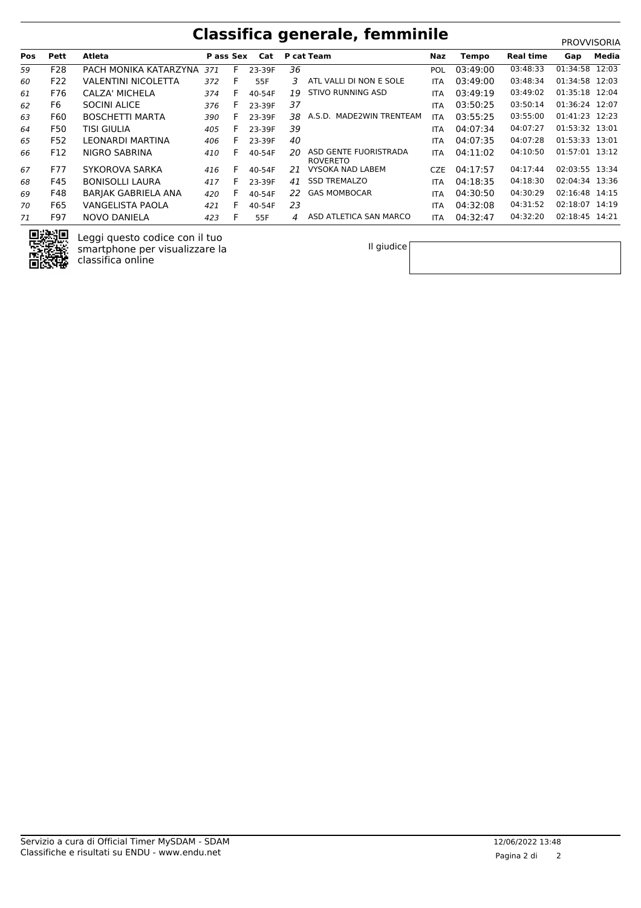# Classifica generale, femminile

PROVVISORIA

| Pos | Pett | Atleta | P ass | Sex | Cat | P cat | Team | Naz | Tempo | Real time | Gap | Media |
|---|---|---|---|---|---|---|---|---|---|---|---|---|
| 59 | F28 | PACH MONIKA KATARZYNA | 371 | F | 23-39F | 36 | | POL | 03:49:00 | 03:48:33 | 01:34:58 | 12:03 |
| 60 | F22 | VALENTINI NICOLETTA | 372 | F | 55F | 3 | ATL VALLI DI NON E SOLE | ITA | 03:49:00 | 03:48:34 | 01:34:58 | 12:03 |
| 61 | F76 | CALZA' MICHELA | 374 | F | 40-54F | 19 | STIVO RUNNING ASD | ITA | 03:49:19 | 03:49:02 | 01:35:18 | 12:04 |
| 62 | F6 | SOCINI ALICE | 376 | F | 23-39F | 37 | | ITA | 03:50:25 | 03:50:14 | 01:36:24 | 12:07 |
| 63 | F60 | BOSCHETTI MARTA | 390 | F | 23-39F | 38 | A.S.D. MADE2WIN TRENTEAM | ITA | 03:55:25 | 03:55:00 | 01:41:23 | 12:23 |
| 64 | F50 | TISI GIULIA | 405 | F | 23-39F | 39 | | ITA | 04:07:34 | 04:07:27 | 01:53:32 | 13:01 |
| 65 | F52 | LEONARDI MARTINA | 406 | F | 23-39F | 40 | | ITA | 04:07:35 | 04:07:28 | 01:53:33 | 13:01 |
| 66 | F12 | NIGRO SABRINA | 410 | F | 40-54F | 20 | ASD GENTE FUORISTRADA ROVERETO | ITA | 04:11:02 | 04:10:50 | 01:57:01 | 13:12 |
| 67 | F77 | SYKOROVA SARKA | 416 | F | 40-54F | 21 | VYSOKA NAD LABEM | CZE | 04:17:57 | 04:17:44 | 02:03:55 | 13:34 |
| 68 | F45 | BONISOLLI LAURA | 417 | F | 23-39F | 41 | SSD TREMALZO | ITA | 04:18:35 | 04:18:30 | 02:04:34 | 13:36 |
| 69 | F48 | BARJAK GABRIELA ANA | 420 | F | 40-54F | 22 | GAS MOMBOCAR | ITA | 04:30:50 | 04:30:29 | 02:16:48 | 14:15 |
| 70 | F65 | VANGELISTA PAOLA | 421 | F | 40-54F | 23 | | ITA | 04:32:08 | 04:31:52 | 02:18:07 | 14:19 |
| 71 | F97 | NOVO DANIELA | 423 | F | 55F | 4 | ASD ATLETICA SAN MARCO | ITA | 04:32:47 | 04:32:20 | 02:18:45 | 14:21 |

Leggi questo codice con il tuo smartphone per visualizzare la classifica online

Il giudice

Servizio a cura di Official Timer MySDAM - SDAM
Classifiche e risultati su ENDU - www.endu.net

12/06/2022 13:48